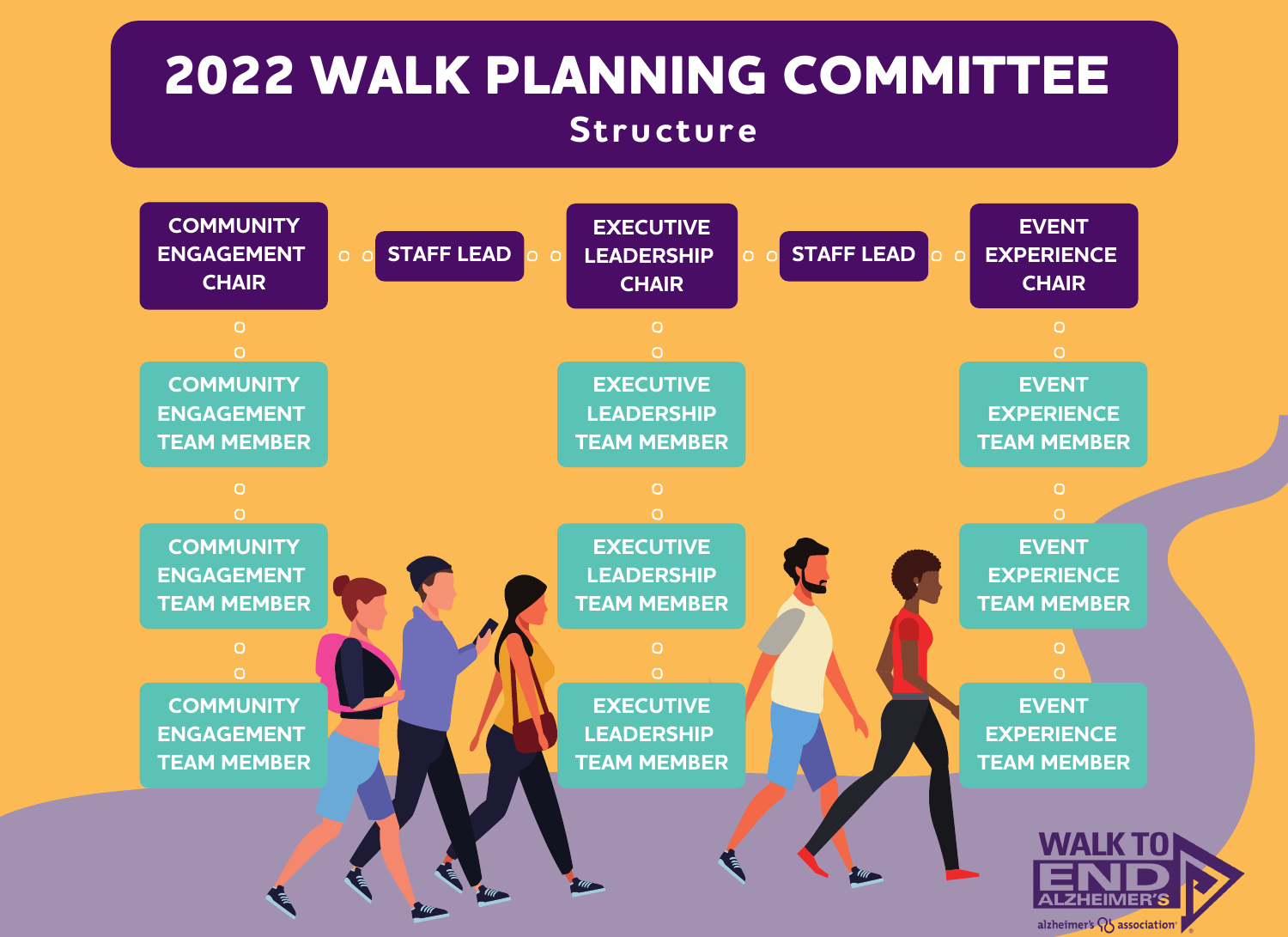# 2022 WALK PLANNING COMMITTEE

## Structure

| COMMUNITY ENGAGEMENT CHAIR | STAFF LEAD | EXECUTIVE LEADERSHIP CHAIR | STAFF LEAD | EVENT EXPERIENCE CHAIR |
|---|---|---|---|---|
| COMMUNITY ENGAGEMENT TEAM MEMBER | | EXECUTIVE LEADERSHIP TEAM MEMBER | | EVENT EXPERIENCE TEAM MEMBER |
| COMMUNITY ENGAGEMENT TEAM MEMBER | | EXECUTIVE LEADERSHIP TEAM MEMBER | | EVENT EXPERIENCE TEAM MEMBER |
| COMMUNITY ENGAGEMENT TEAM MEMBER | | EXECUTIVE LEADERSHIP TEAM MEMBER | | EVENT EXPERIENCE TEAM MEMBER |

WALK TO END ALZHEIMER'S

alzheimer's association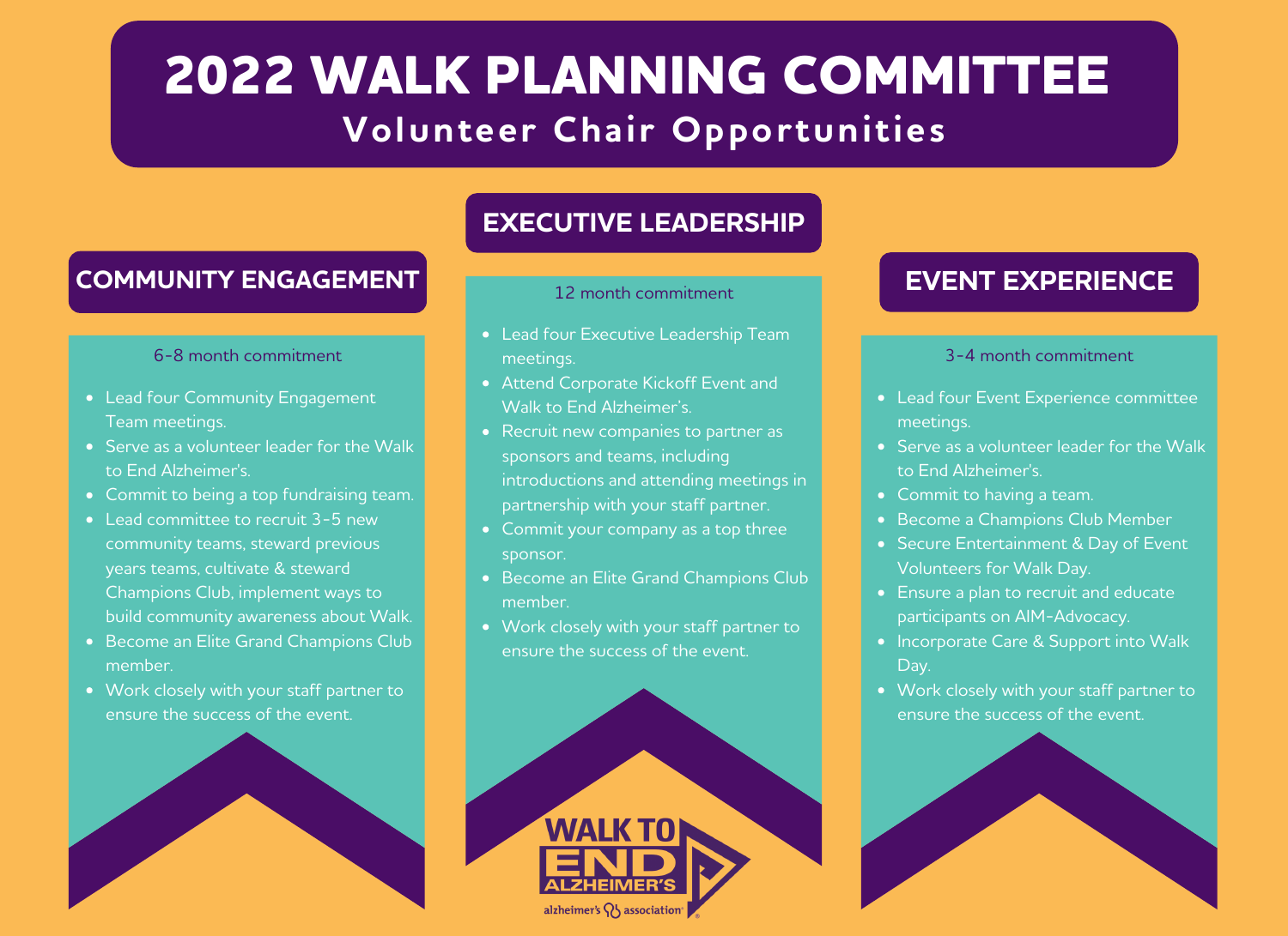# 2022 WALK PLANNING COMMITTEE

## Volunteer Chair Opportunities

### COMMUNITY ENGAGEMENT

6-8 month commitment

- Lead four Community Engagement Team meetings.
- Serve as a volunteer leader for the Walk to End Alzheimer's.
- Commit to being a top fundraising team.
- Lead committee to recruit 3-5 new community teams, steward previous years teams, cultivate & steward Champions Club, implement ways to build community awareness about Walk.
- Become an Elite Grand Champions Club member.
- Work closely with your staff partner to ensure the success of the event.

### EXECUTIVE LEADERSHIP

12 month commitment

- Lead four Executive Leadership Team meetings.
- Attend Corporate Kickoff Event and Walk to End Alzheimer's.
- Recruit new companies to partner as sponsors and teams, including introductions and attending meetings in partnership with your staff partner.
- Commit your company as a top three sponsor.
- Become an Elite Grand Champions Club member.
- Work closely with your staff partner to ensure the success of the event.

### EVENT EXPERIENCE

3-4 month commitment

- Lead four Event Experience committee meetings.
- Serve as a volunteer leader for the Walk to End Alzheimer's.
- Commit to having a team.
- Become a Champions Club Member
- Secure Entertainment & Day of Event Volunteers for Walk Day.
- Ensure a plan to recruit and educate participants on AIM-Advocacy.
- Incorporate Care & Support into Walk Day.
- Work closely with your staff partner to ensure the success of the event.

WALK TO END ALZHEIMER'S

alzheimer's association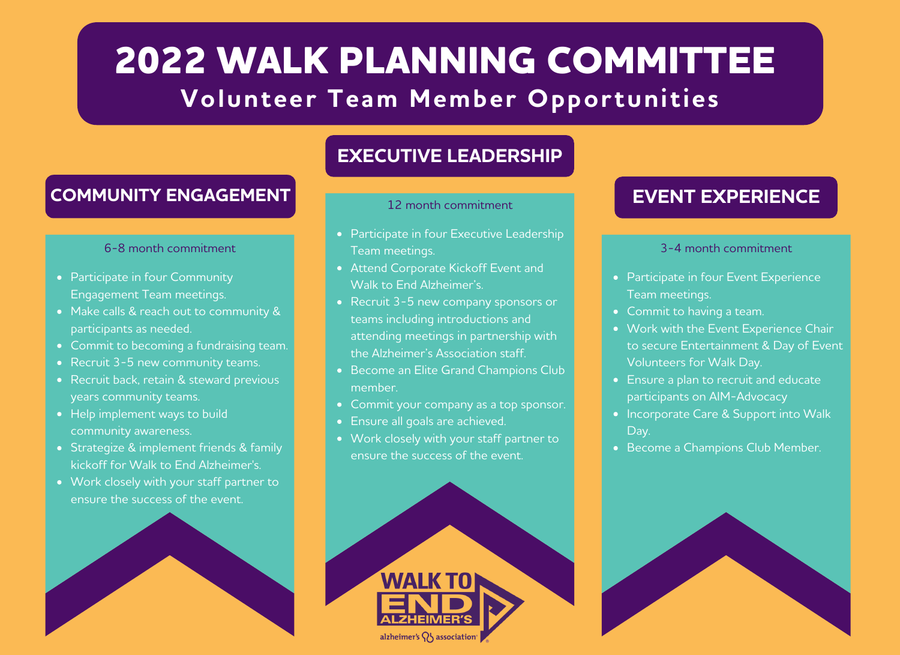# 2022 WALK PLANNING COMMITTEE

## Volunteer Team Member Opportunities

## COMMUNITY ENGAGEMENT

6-8 month commitment

- Participate in four Community Engagement Team meetings.
- Make calls & reach out to community & participants as needed.
- Commit to becoming a fundraising team.
- Recruit 3-5 new community teams.
- Recruit back, retain & steward previous years community teams.
- Help implement ways to build community awareness.
- Strategize & implement friends & family kickoff for Walk to End Alzheimer's.
- Work closely with your staff partner to ensure the success of the event.

## EXECUTIVE LEADERSHIP

12 month commitment

- Participate in four Executive Leadership Team meetings.
- Attend Corporate Kickoff Event and Walk to End Alzheimer's.
- Recruit 3-5 new company sponsors or teams including introductions and attending meetings in partnership with the Alzheimer's Association staff.
- Become an Elite Grand Champions Club member.
- Commit your company as a top sponsor.
- Ensure all goals are achieved.
- Work closely with your staff partner to ensure the success of the event.

## EVENT EXPERIENCE

3-4 month commitment

- Participate in four Event Experience Team meetings.
- Commit to having a team.
- Work with the Event Experience Chair to secure Entertainment & Day of Event Volunteers for Walk Day.
- Ensure a plan to recruit and educate participants on AIM-Advocacy
- Incorporate Care & Support into Walk Day.
- Become a Champions Club Member.

WALK TO END ALZHEIMER'S

alzheimer's association